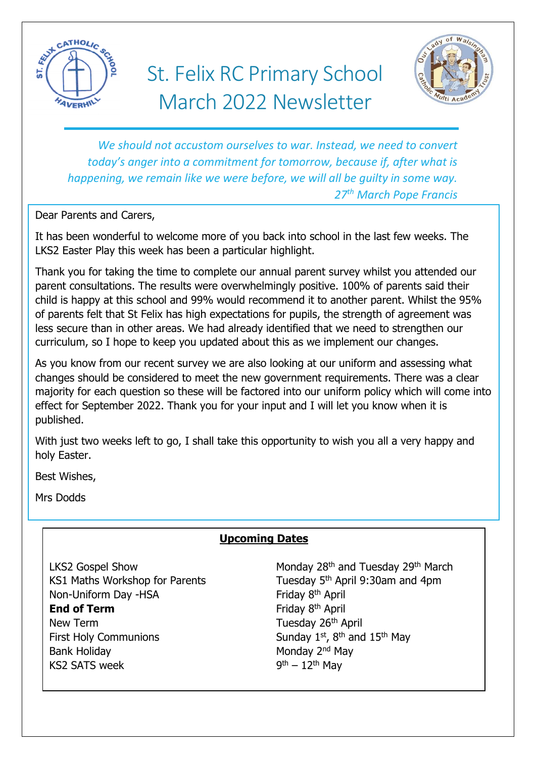# St. Felix RC Primary School March 2022 Newsletter

*We should not accustom ourselves to war. Instead, we need to convert today's anger into a commitment for tomorrow, because if, after what is happening, we remain like we were before, we will all be guilty in some way.*
*27th March Pope Francis*

Dear Parents and Carers,

It has been wonderful to welcome more of you back into school in the last few weeks. The LKS2 Easter Play this week has been a particular highlight.

Thank you for taking the time to complete our annual parent survey whilst you attended our parent consultations. The results were overwhelmingly positive. 100% of parents said their child is happy at this school and 99% would recommend it to another parent. Whilst the 95% of parents felt that St Felix has high expectations for pupils, the strength of agreement was less secure than in other areas. We had already identified that we need to strengthen our curriculum, so I hope to keep you updated about this as we implement our changes.

As you know from our recent survey we are also looking at our uniform and assessing what changes should be considered to meet the new government requirements. There was a clear majority for each question so these will be factored into our uniform policy which will come into effect for September 2022. Thank you for your input and I will let you know when it is published.

With just two weeks left to go, I shall take this opportunity to wish you all a very happy and holy Easter.

Best Wishes,

Mrs Dodds

## Upcoming Dates

| | |
|---|---|
| LKS2 Gospel Show | Monday 28th and Tuesday 29th March |
| KS1 Maths Workshop for Parents | Tuesday 5th April 9:30am and 4pm |
| Non-Uniform Day -HSA | Friday 8th April |
| **End of Term** | Friday 8th April |
| New Term | Tuesday 26th April |
| First Holy Communions | Sunday 1st, 8th and 15th May |
| Bank Holiday | Monday 2nd May |
| KS2 SATS week | 9th – 12th May |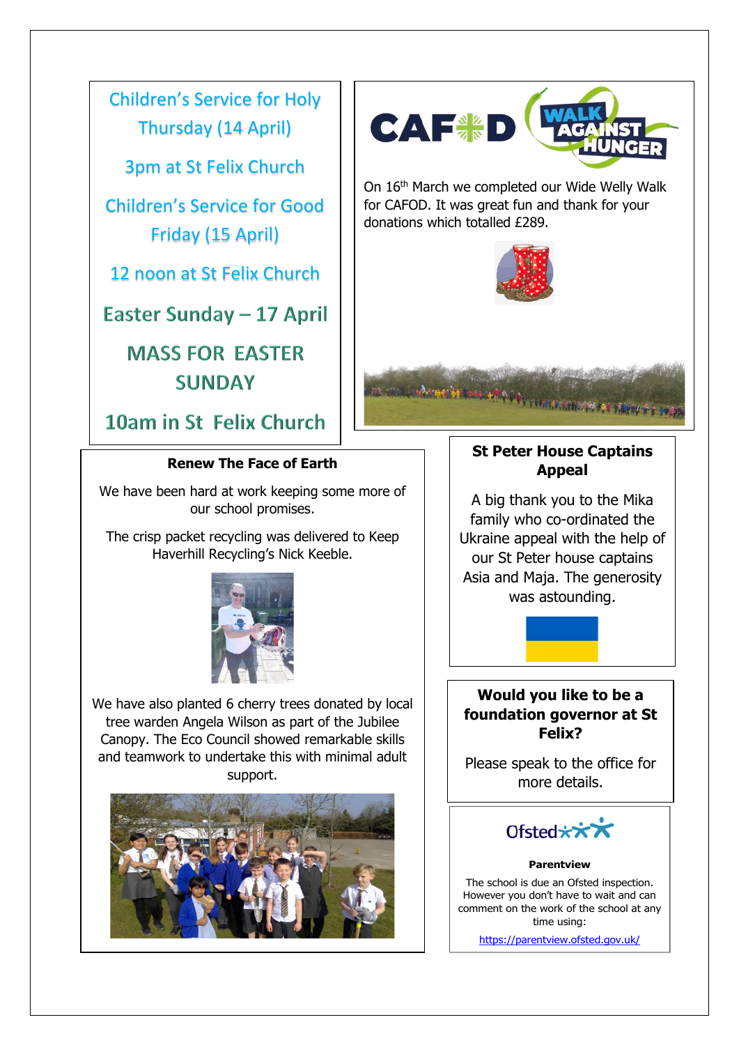## Children's Service for Holy Thursday (14 April)

3pm at St Felix Church

## Children's Service for Good Friday (15 April)

12 noon at St Felix Church

## Easter Sunday – 17 April

MASS FOR EASTER SUNDAY

10am in St Felix Church

## CAFOD Walk Against Hunger

On 16th March we completed our Wide Welly Walk for CAFOD. It was great fun and thank for your donations which totalled £289.

## Renew The Face of Earth

We have been hard at work keeping some more of our school promises.

The crisp packet recycling was delivered to Keep Haverhill Recycling's Nick Keeble.

We have also planted 6 cherry trees donated by local tree warden Angela Wilson as part of the Jubilee Canopy. The Eco Council showed remarkable skills and teamwork to undertake this with minimal adult support.

## St Peter House Captains Appeal

A big thank you to the Mika family who co-ordinated the Ukraine appeal with the help of our St Peter house captains Asia and Maja. The generosity was astounding.

## Would you like to be a foundation governor at St Felix?

Please speak to the office for more details.

## Ofsted

**Parentview**

The school is due an Ofsted inspection. However you don't have to wait and can comment on the work of the school at any time using:

https://parentview.ofsted.gov.uk/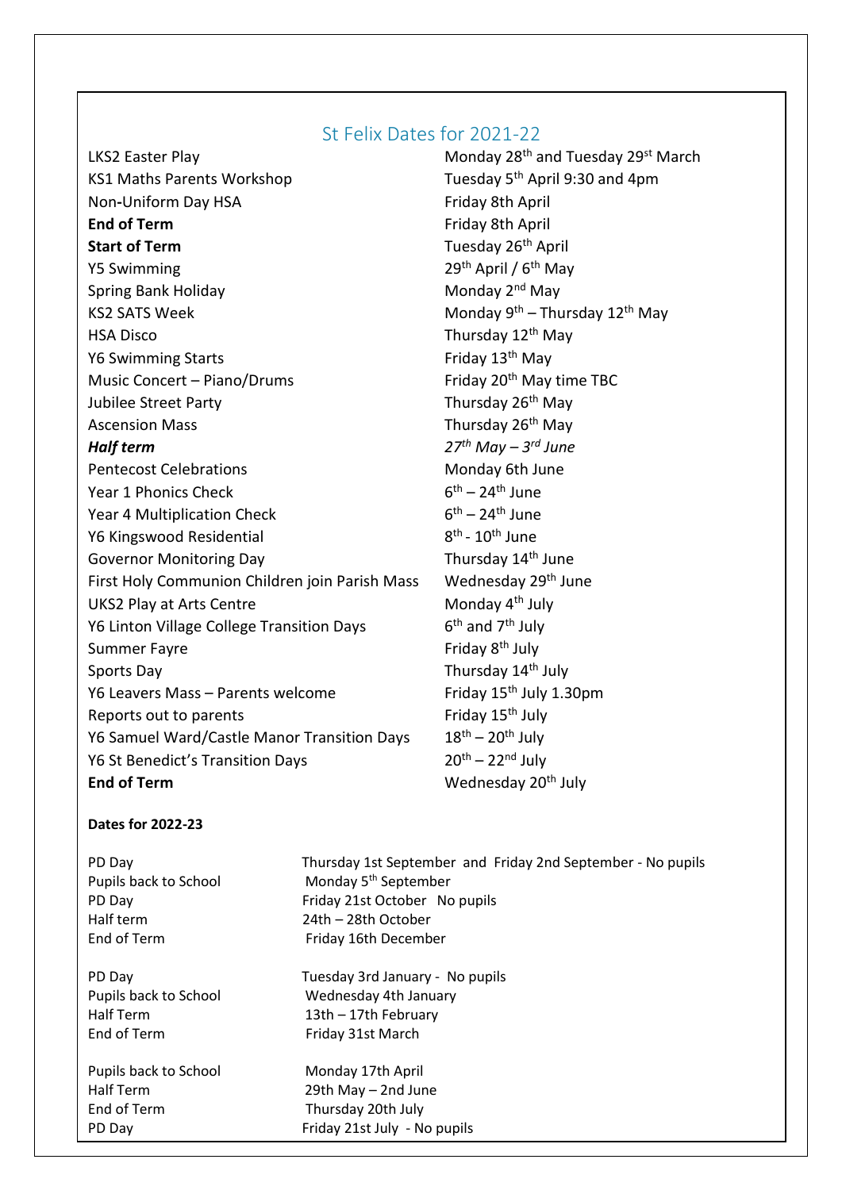## St Felix Dates for 2021-22

| | |
|---|---|
| LKS2 Easter Play | Monday 28th and Tuesday 29st March |
| KS1 Maths Parents Workshop | Tuesday 5th April 9:30 and 4pm |
| Non-Uniform Day HSA | Friday 8th April |
| **End of Term** | Friday 8th April |
| **Start of Term** | Tuesday 26th April |
| Y5 Swimming | 29th April / 6th May |
| Spring Bank Holiday | Monday 2nd May |
| KS2 SATS Week | Monday 9th – Thursday 12th May |
| HSA Disco | Thursday 12th May |
| Y6 Swimming Starts | Friday 13th May |
| Music Concert – Piano/Drums | Friday 20th May time TBC |
| Jubilee Street Party | Thursday 26th May |
| Ascension Mass | Thursday 26th May |
| ***Half term*** | *27th May – 3rd June* |
| Pentecost Celebrations | Monday 6th June |
| Year 1 Phonics Check | 6th – 24th June |
| Year 4 Multiplication Check | 6th – 24th June |
| Y6 Kingswood Residential | 8th - 10th June |
| Governor Monitoring Day | Thursday 14th June |
| First Holy Communion Children join Parish Mass | Wednesday 29th June |
| UKS2 Play at Arts Centre | Monday 4th July |
| Y6 Linton Village College Transition Days | 6th and 7th July |
| Summer Fayre | Friday 8th July |
| Sports Day | Thursday 14th July |
| Y6 Leavers Mass – Parents welcome | Friday 15th July 1.30pm |
| Reports out to parents | Friday 15th July |
| Y6 Samuel Ward/Castle Manor Transition Days | 18th – 20th July |
| Y6 St Benedict's Transition Days | 20th – 22nd July |
| **End of Term** | Wednesday 20th July |

**Dates for 2022-23**

| | |
|---|---|
| PD Day | Thursday 1st September and Friday 2nd September - No pupils |
| Pupils back to School | Monday 5th September |
| PD Day | Friday 21st October No pupils |
| Half term | 24th – 28th October |
| End of Term | Friday 16th December |
| PD Day | Tuesday 3rd January - No pupils |
| Pupils back to School | Wednesday 4th January |
| Half Term | 13th – 17th February |
| End of Term | Friday 31st March |
| Pupils back to School | Monday 17th April |
| Half Term | 29th May – 2nd June |
| End of Term | Thursday 20th July |
| PD Day | Friday 21st July - No pupils |